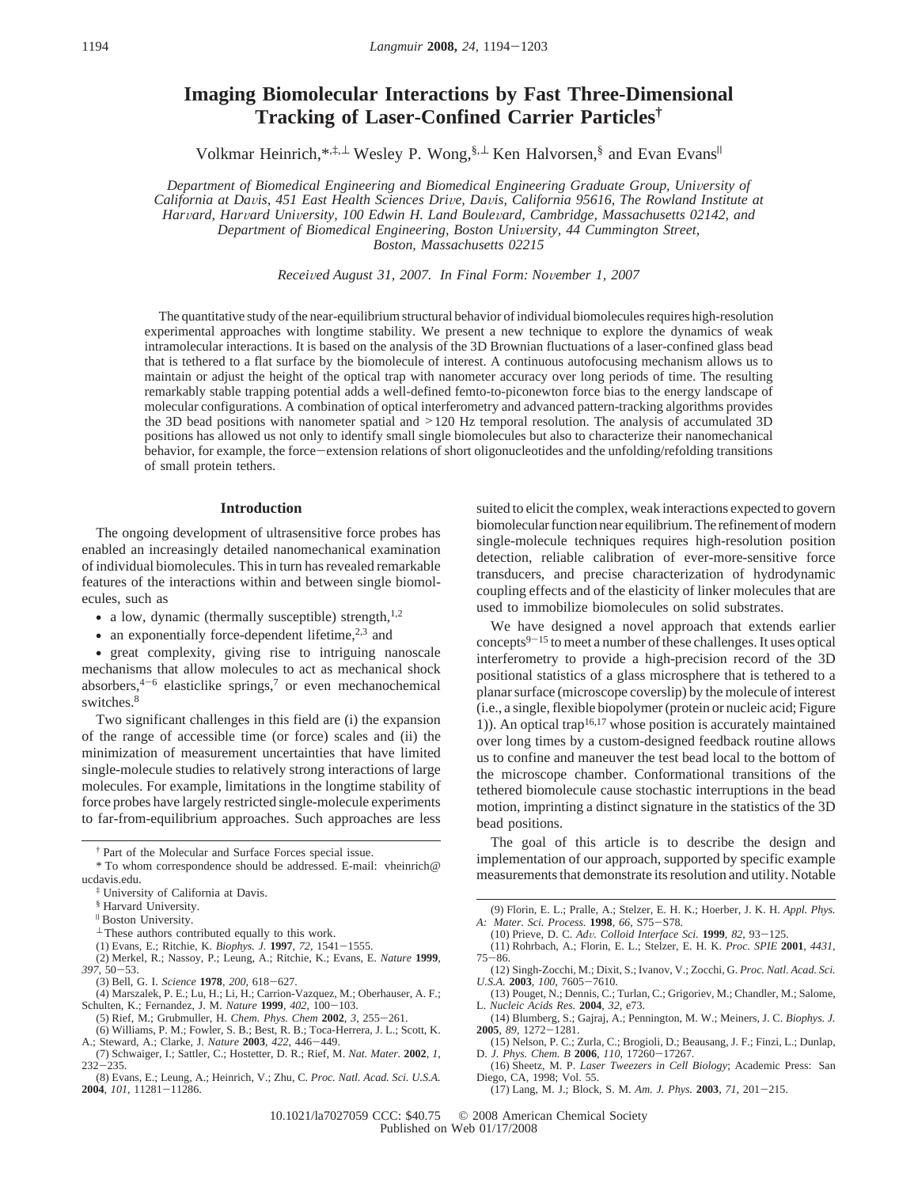# Imaging Biomolecular Interactions by Fast Three-Dimensional Tracking of Laser-Confined Carrier Particles†

Volkmar Heinrich,*,‡,⊥ Wesley P. Wong,§,⊥ Ken Halvorsen,§ and Evan Evans||

*Department of Biomedical Engineering and Biomedical Engineering Graduate Group, University of California at Davis, 451 East Health Sciences Drive, Davis, California 95616, The Rowland Institute at Harvard, Harvard University, 100 Edwin H. Land Boulevard, Cambridge, Massachusetts 02142, and Department of Biomedical Engineering, Boston University, 44 Cummington Street, Boston, Massachusetts 02215*

*Received August 31, 2007. In Final Form: November 1, 2007*

The quantitative study of the near-equilibrium structural behavior of individual biomolecules requires high-resolution experimental approaches with longtime stability. We present a new technique to explore the dynamics of weak intramolecular interactions. It is based on the analysis of the 3D Brownian fluctuations of a laser-confined glass bead that is tethered to a flat surface by the biomolecule of interest. A continuous autofocusing mechanism allows us to maintain or adjust the height of the optical trap with nanometer accuracy over long periods of time. The resulting remarkably stable trapping potential adds a well-defined femto-to-piconewton force bias to the energy landscape of molecular configurations. A combination of optical interferometry and advanced pattern-tracking algorithms provides the 3D bead positions with nanometer spatial and >120 Hz temporal resolution. The analysis of accumulated 3D positions has allowed us not only to identify small single biomolecules but also to characterize their nanomechanical behavior, for example, the force−extension relations of short oligonucleotides and the unfolding/refolding transitions of small protein tethers.

## Introduction

The ongoing development of ultrasensitive force probes has enabled an increasingly detailed nanomechanical examination of individual biomolecules. This in turn has revealed remarkable features of the interactions within and between single biomolecules, such as

- a low, dynamic (thermally susceptible) strength,[1,2]
- an exponentially force-dependent lifetime,[2,3] and
- great complexity, giving rise to intriguing nanoscale mechanisms that allow molecules to act as mechanical shock absorbers,[4−6] elasticlike springs,[7] or even mechanochemical switches.[8]

Two significant challenges in this field are (i) the expansion of the range of accessible time (or force) scales and (ii) the minimization of measurement uncertainties that have limited single-molecule studies to relatively strong interactions of large molecules. For example, limitations in the longtime stability of force probes have largely restricted single-molecule experiments to far-from-equilibrium approaches. Such approaches are less suited to elicit the complex, weak interactions expected to govern biomolecular function near equilibrium. The refinement of modern single-molecule techniques requires high-resolution position detection, reliable calibration of ever-more-sensitive force transducers, and precise characterization of hydrodynamic coupling effects and of the elasticity of linker molecules that are used to immobilize biomolecules on solid substrates.

We have designed a novel approach that extends earlier concepts[9−15] to meet a number of these challenges. It uses optical interferometry to provide a high-precision record of the 3D positional statistics of a glass microsphere that is tethered to a planar surface (microscope coverslip) by the molecule of interest (i.e., a single, flexible biopolymer (protein or nucleic acid; Figure 1)). An optical trap[16,17] whose position is accurately maintained over long times by a custom-designed feedback routine allows us to confine and maneuver the test bead local to the bottom of the microscope chamber. Conformational transitions of the tethered biomolecule cause stochastic interruptions in the bead motion, imprinting a distinct signature in the statistics of the 3D bead positions.

The goal of this article is to describe the design and implementation of our approach, supported by specific example measurements that demonstrate its resolution and utility. Notable

---

† Part of the Molecular and Surface Forces special issue.

\* To whom correspondence should be addressed. E-mail: vheinrich@ucdavis.edu.

‡ University of California at Davis.

§ Harvard University.

|| Boston University.

⊥ These authors contributed equally to this work.

(1) Evans, E.; Ritchie, K. *Biophys. J.* **1997**, *72*, 1541−1555.

(2) Merkel, R.; Nassoy, P.; Leung, A.; Ritchie, K.; Evans, E. *Nature* **1999**, *397*, 50−53.

(3) Bell, G. I. *Science* **1978**, *200*, 618−627.

(4) Marszalek, P. E.; Lu, H.; Li, H.; Carrion-Vazquez, M.; Oberhauser, A. F.; Schulten, K.; Fernandez, J. M. *Nature* **1999**, *402*, 100−103.

(5) Rief, M.; Grubmuller, H. *Chem. Phys. Chem* **2002**, *3*, 255−261.

(6) Williams, P. M.; Fowler, S. B.; Best, R. B.; Toca-Herrera, J. L.; Scott, K. A.; Steward, A.; Clarke, J. *Nature* **2003**, *422*, 446−449.

(7) Schwaiger, I.; Sattler, C.; Hostetter, D. R.; Rief, M. *Nat. Mater.* **2002**, *1*, 232−235.

(8) Evans, E.; Leung, A.; Heinrich, V.; Zhu, C. *Proc. Natl. Acad. Sci. U.S.A.* **2004**, *101*, 11281−11286.

(9) Florin, E. L.; Pralle, A.; Stelzer, E. H. K.; Hoerber, J. K. H. *Appl. Phys. A: Mater. Sci. Process.* **1998**, *66*, S75−S78.

(10) Prieve, D. C. *Adv. Colloid Interface Sci.* **1999**, *82*, 93−125.

(11) Rohrbach, A.; Florin, E. L.; Stelzer, E. H. K. *Proc. SPIE* **2001**, *4431*, 75−86.

(12) Singh-Zocchi, M.; Dixit, S.; Ivanov, V.; Zocchi, G. *Proc. Natl. Acad. Sci. U.S.A.* **2003**, *100*, 7605−7610.

(13) Pouget, N.; Dennis, C.; Turlan, C.; Grigoriev, M.; Chandler, M.; Salome, L. *Nucleic Acids Res.* **2004**, *32*, e73.

(14) Blumberg, S.; Gajraj, A.; Pennington, M. W.; Meiners, J. C. *Biophys. J.* **2005**, *89*, 1272−1281.

(15) Nelson, P. C.; Zurla, C.; Brogioli, D.; Beausang, J. F.; Finzi, L.; Dunlap, D. *J. Phys. Chem. B* **2006**, *110*, 17260−17267.

(16) Sheetz, M. P. *Laser Tweezers in Cell Biology*; Academic Press: San Diego, CA, 1998; Vol. 55.

(17) Lang, M. J.; Block, S. M. *Am. J. Phys.* **2003**, *71*, 201−215.

10.1021/la7027059 CCC: $40.75 © 2008 American Chemical Society
Published on Web 01/17/2008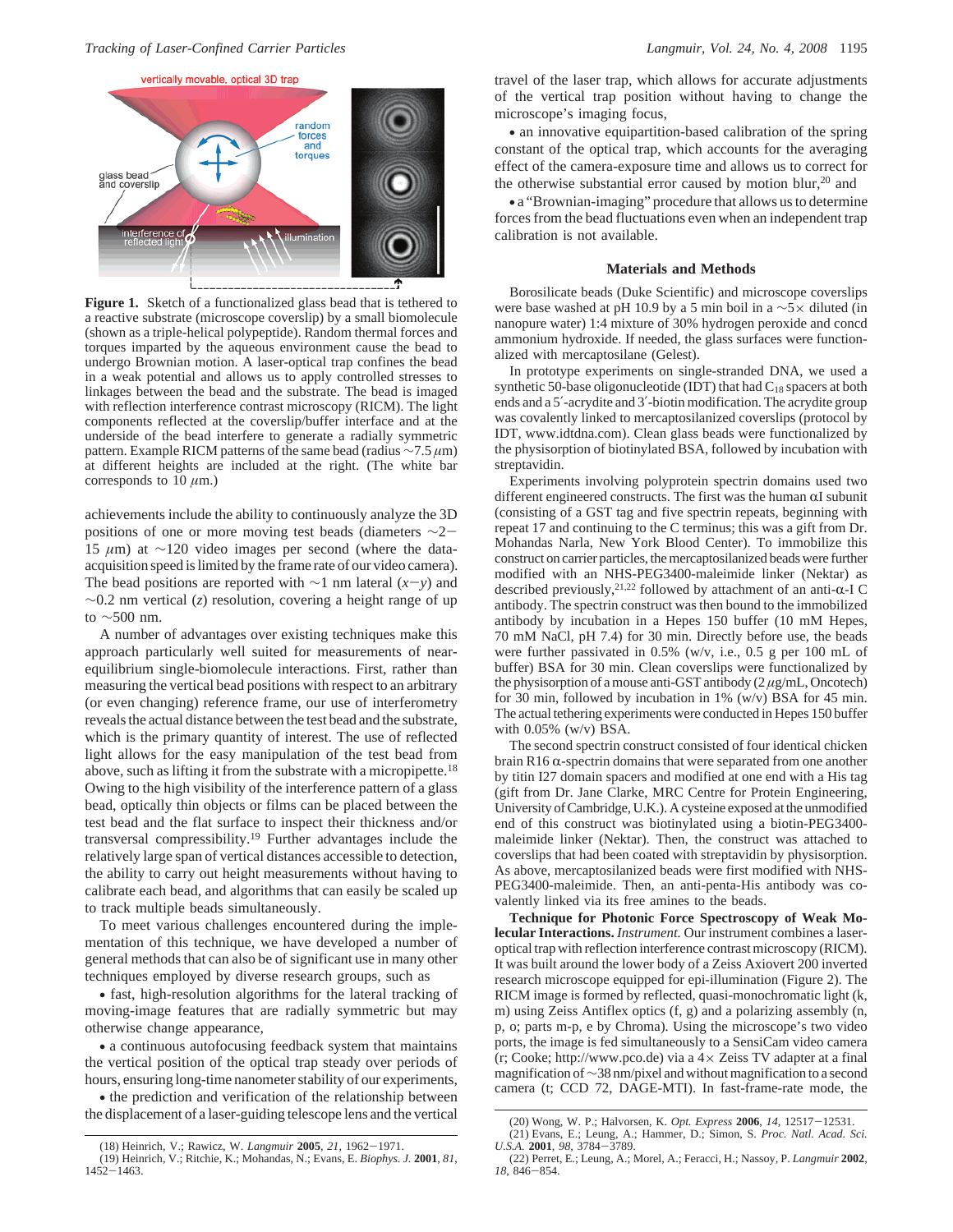**Figure 1.** Sketch of a functionalized glass bead that is tethered to a reactive substrate (microscope coverslip) by a small biomolecule (shown as a triple-helical polypeptide). Random thermal forces and torques imparted by the aqueous environment cause the bead to undergo Brownian motion. A laser-optical trap confines the bead in a weak potential and allows us to apply controlled stresses to linkages between the bead and the substrate. The bead is imaged with reflection interference contrast microscopy (RICM). The light components reflected at the coverslip/buffer interface and at the underside of the bead interfere to generate a radially symmetric pattern. Example RICM patterns of the same bead (radius ~7.5 $\mu$m) at different heights are included at the right. (The white bar corresponds to 10 $\mu$m.)

achievements include the ability to continuously analyze the 3D positions of one or more moving test beads (diameters ~2–15 $\mu$m) at ~120 video images per second (where the data-acquisition speed is limited by the frame rate of our video camera). The bead positions are reported with ~1 nm lateral ($x$–$y$) and ~0.2 nm vertical ($z$) resolution, covering a height range of up to ~500 nm.

A number of advantages over existing techniques make this approach particularly well suited for measurements of near-equilibrium single-biomolecule interactions. First, rather than measuring the vertical bead positions with respect to an arbitrary (or even changing) reference frame, our use of interferometry reveals the actual distance between the test bead and the substrate, which is the primary quantity of interest. The use of reflected light allows for the easy manipulation of the test bead from above, such as lifting it from the substrate with a micropipette.[18] Owing to the high visibility of the interference pattern of a glass bead, optically thin objects or films can be placed between the test bead and the flat surface to inspect their thickness and/or transversal compressibility.[19] Further advantages include the relatively large span of vertical distances accessible to detection, the ability to carry out height measurements without having to calibrate each bead, and algorithms that can easily be scaled up to track multiple beads simultaneously.

To meet various challenges encountered during the implementation of this technique, we have developed a number of general methods that can also be of significant use in many other techniques employed by diverse research groups, such as

- fast, high-resolution algorithms for the lateral tracking of moving-image features that are radially symmetric but may otherwise change appearance,
- a continuous autofocusing feedback system that maintains the vertical position of the optical trap steady over periods of hours, ensuring long-time nanometer stability of our experiments,
- the prediction and verification of the relationship between the displacement of a laser-guiding telescope lens and the vertical travel of the laser trap, which allows for accurate adjustments of the vertical trap position without having to change the microscope's imaging focus,
- an innovative equipartition-based calibration of the spring constant of the optical trap, which accounts for the averaging effect of the camera-exposure time and allows us to correct for the otherwise substantial error caused by motion blur,[20] and
- a "Brownian-imaging" procedure that allows us to determine forces from the bead fluctuations even when an independent trap calibration is not available.

## Materials and Methods

Borosilicate beads (Duke Scientific) and microscope coverslips were base washed at pH 10.9 by a 5 min boil in a ~5× diluted (in nanopure water) 1:4 mixture of 30% hydrogen peroxide and concd ammonium hydroxide. If needed, the glass surfaces were functionalized with mercaptosilane (Gelest).

In prototype experiments on single-stranded DNA, we used a synthetic 50-base oligonucleotide (IDT) that had $C_{18}$ spacers at both ends and a 5′-acrydite and 3′-biotin modification. The acrydite group was covalently linked to mercaptosilanized coverslips (protocol by IDT, www.idtdna.com). Clean glass beads were functionalized by the physisorption of biotinylated BSA, followed by incubation with streptavidin.

Experiments involving polyprotein spectrin domains used two different engineered constructs. The first was the human αI subunit (consisting of a GST tag and five spectrin repeats, beginning with repeat 17 and continuing to the C terminus; this was a gift from Dr. Mohandas Narla, New York Blood Center). To immobilize this construct on carrier particles, the mercaptosilanized beads were further modified with an NHS-PEG3400-maleimide linker (Nektar) as described previously,[21,22] followed by attachment of an anti-α-I C antibody. The spectrin construct was then bound to the immobilized antibody by incubation in a Hepes 150 buffer (10 mM Hepes, 70 mM NaCl, pH 7.4) for 30 min. Directly before use, the beads were further passivated in 0.5% (w/v, i.e., 0.5 g per 100 mL of buffer) BSA for 30 min. Clean coverslips were functionalized by the physisorption of a mouse anti-GST antibody (2 $\mu$g/mL, Oncotech) for 30 min, followed by incubation in 1% (w/v) BSA for 45 min. The actual tethering experiments were conducted in Hepes 150 buffer with 0.05% (w/v) BSA.

The second spectrin construct consisted of four identical chicken brain R16 α-spectrin domains that were separated from one another by titin I27 domain spacers and modified at one end with a His tag (gift from Dr. Jane Clarke, MRC Centre for Protein Engineering, University of Cambridge, U.K.). A cysteine exposed at the unmodified end of this construct was biotinylated using a biotin-PEG3400-maleimide linker (Nektar). Then, the construct was attached to coverslips that had been coated with streptavidin by physisorption. As above, mercaptosilanized beads were first modified with NHS-PEG3400-maleimide. Then, an anti-penta-His antibody was covalently linked via its free amines to the beads.

**Technique for Photonic Force Spectroscopy of Weak Molecular Interactions.** *Instrument.* Our instrument combines a laser-optical trap with reflection interference contrast microscopy (RICM). It was built around the lower body of a Zeiss Axiovert 200 inverted research microscope equipped for epi-illumination (Figure 2). The RICM image is formed by reflected, quasi-monochromatic light (k, m) using Zeiss Antiflex optics (f, g) and a polarizing assembly (n, p, o; parts m-p, e by Chroma). Using the microscope's two video ports, the image is fed simultaneously to a SensiCam video camera (r; Cooke; http://www.pco.de) via a 4× Zeiss TV adapter at a final magnification of ~38 nm/pixel and without magnification to a second camera (t; CCD 72, DAGE-MTI). In fast-frame-rate mode, the

(18) Heinrich, V.; Rawicz, W. *Langmuir* **2005**, *21*, 1962–1971.
(19) Heinrich, V.; Ritchie, K.; Mohandas, N.; Evans, E. *Biophys. J.* **2001**, *81*, 1452–1463.
(20) Wong, W. P.; Halvorsen, K. *Opt. Express* **2006**, *14*, 12517–12531.
(21) Evans, E.; Leung, A.; Hammer, D.; Simon, S. *Proc. Natl. Acad. Sci. U.S.A.* **2001**, *98*, 3784–3789.
(22) Perret, E.; Leung, A.; Morel, A.; Feracci, H.; Nassoy, P. *Langmuir* **2002**, *18*, 846–854.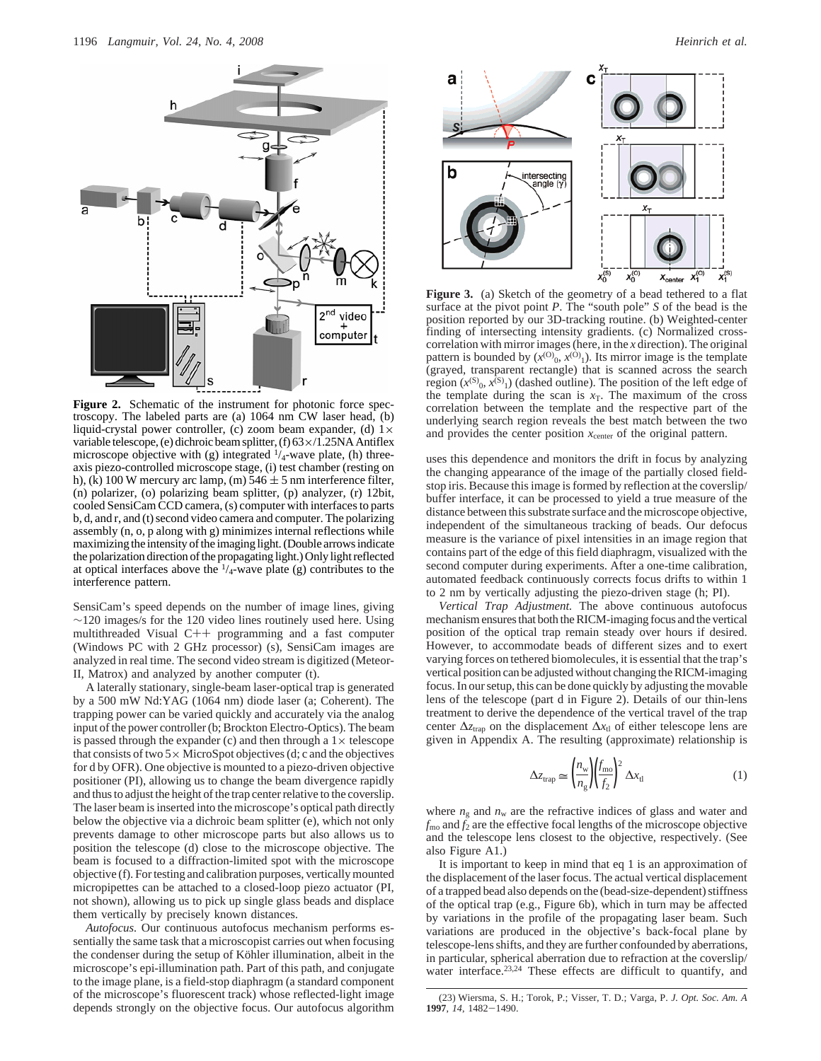**Figure 2.** Schematic of the instrument for photonic force spectroscopy. The labeled parts are (a) 1064 nm CW laser head, (b) liquid-crystal power controller, (c) zoom beam expander, (d) 1× variable telescope, (e) dichroic beam splitter, (f) 63×/1.25NA Antiflex microscope objective with (g) integrated $^1/_4$-wave plate, (h) three-axis piezo-controlled microscope stage, (i) test chamber (resting on h), (k) 100 W mercury arc lamp, (m) 546 ± 5 nm interference filter, (n) polarizer, (o) polarizing beam splitter, (p) analyzer, (r) 12bit, cooled SensiCam CCD camera, (s) computer with interfaces to parts b, d, and r, and (t) second video camera and computer. The polarizing assembly (n, o, p along with g) minimizes internal reflections while maximizing the intensity of the imaging light. (Double arrows indicate the polarization direction of the propagating light.) Only light reflected at optical interfaces above the $^1/_4$-wave plate (g) contributes to the interference pattern.

SensiCam's speed depends on the number of image lines, giving ~120 images/s for the 120 video lines routinely used here. Using multithreaded Visual C++ programming and a fast computer (Windows PC with 2 GHz processor) (s), SensiCam images are analyzed in real time. The second video stream is digitized (Meteor-II, Matrox) and analyzed by another computer (t).

A laterally stationary, single-beam laser-optical trap is generated by a 500 mW Nd:YAG (1064 nm) diode laser (a; Coherent). The trapping power can be varied quickly and accurately via the analog input of the power controller (b; Brockton Electro-Optics). The beam is passed through the expander (c) and then through a 1× telescope that consists of two 5× MicroSpot objectives (d; c and the objectives for d by OFR). One objective is mounted to a piezo-driven objective positioner (PI), allowing us to change the beam divergence rapidly and thus to adjust the height of the trap center relative to the coverslip. The laser beam is inserted into the microscope's optical path directly below the objective via a dichroic beam splitter (e), which not only prevents damage to other microscope parts but also allows us to position the telescope (d) close to the microscope objective. The beam is focused to a diffraction-limited spot with the microscope objective (f). For testing and calibration purposes, vertically mounted micropipettes can be attached to a closed-loop piezo actuator (PI, not shown), allowing us to pick up single glass beads and displace them vertically by precisely known distances.

*Autofocus.* Our continuous autofocus mechanism performs essentially the same task that a microscopist carries out when focusing the condenser during the setup of Köhler illumination, albeit in the microscope's epi-illumination path. Part of this path, and conjugate to the image plane, is a field-stop diaphragm (a standard component of the microscope's fluorescent track) whose reflected-light image depends strongly on the objective focus. Our autofocus algorithm uses this dependence and monitors the drift in focus by analyzing the changing appearance of the image of the partially closed field-stop iris. Because this image is formed by reflection at the coverslip/buffer interface, it can be processed to yield a true measure of the distance between this substrate surface and the microscope objective, independent of the simultaneous tracking of beads. Our defocus measure is the variance of pixel intensities in an image region that contains part of the edge of this field diaphragm, visualized with the second computer during experiments. After a one-time calibration, automated feedback continuously corrects focus drifts to within 1 to 2 nm by vertically adjusting the piezo-driven stage (h; PI).

**Figure 3.** (a) Sketch of the geometry of a bead tethered to a flat surface at the pivot point *P*. The "south pole" *S* of the bead is the position reported by our 3D-tracking routine. (b) Weighted-center finding of intersecting intensity gradients. (c) Normalized cross-correlation with mirror images (here, in the *x* direction). The original pattern is bounded by ($x^{(O)}_0$, $x^{(O)}_1$). Its mirror image is the template (grayed, transparent rectangle) that is scanned across the search region ($x^{(S)}_0$, $x^{(S)}_1$) (dashed outline). The position of the left edge of the template during the scan is $x_T$. The maximum of the cross correlation between the template and the respective part of the underlying search region reveals the best match between the two and provides the center position $x_{center}$ of the original pattern.

*Vertical Trap Adjustment.* The above continuous autofocus mechanism ensures that both the RICM-imaging focus and the vertical position of the optical trap remain steady over hours if desired. However, to accommodate beads of different sizes and to exert varying forces on tethered biomolecules, it is essential that the trap's vertical position can be adjusted without changing the RICM-imaging focus. In our setup, this can be done quickly by adjusting the movable lens of the telescope (part d in Figure 2). Details of our thin-lens treatment to derive the dependence of the vertical travel of the trap center $\Delta z_{trap}$ on the displacement $\Delta x_{tl}$ of either telescope lens are given in Appendix A. The resulting (approximate) relationship is

$$\Delta z_{trap} \cong \left(\frac{n_w}{n_g}\right)\left(\frac{f_{mo}}{f_2}\right)^2 \Delta x_{tl} \tag{1}$$

where $n_g$ and $n_w$ are the refractive indices of glass and water and $f_{mo}$ and $f_2$ are the effective focal lengths of the microscope objective and the telescope lens closest to the objective, respectively. (See also Figure A1.)

It is important to keep in mind that eq 1 is an approximation of the displacement of the laser focus. The actual vertical displacement of a trapped bead also depends on the (bead-size-dependent) stiffness of the optical trap (e.g., Figure 6b), which in turn may be affected by variations in the profile of the propagating laser beam. Such variations are produced in the objective's back-focal plane by telescope-lens shifts, and they are further confounded by aberrations, in particular, spherical aberration due to refraction at the coverslip/water interface.[23,24] These effects are difficult to quantify, and

(23) Wiersma, S. H.; Torok, P.; Visser, T. D.; Varga, P. *J. Opt. Soc. Am. A* **1997**, *14*, 1482−1490.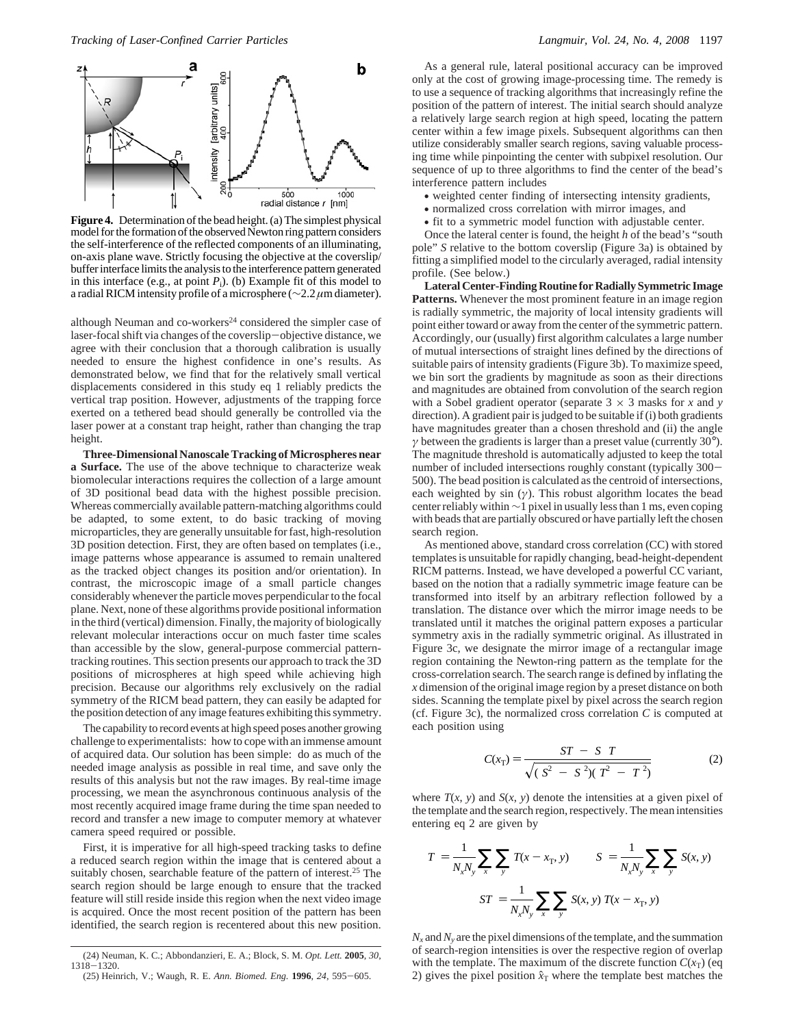**Figure 4.** Determination of the bead height. (a) The simplest physical model for the formation of the observed Newton ring pattern considers the self-interference of the reflected components of an illuminating, on-axis plane wave. Strictly focusing the objective at the coverslip/buffer interface limits the analysis to the interference pattern generated in this interface (e.g., at point $P_i$). (b) Example fit of this model to a radial RICM intensity profile of a microsphere (~2.2 $\mu$m diameter).

although Neuman and co-workers[24] considered the simpler case of laser-focal shift via changes of the coverslip–objective distance, we agree with their conclusion that a thorough calibration is usually needed to ensure the highest confidence in one's results. As demonstrated below, we find that for the relatively small vertical displacements considered in this study eq 1 reliably predicts the vertical trap position. However, adjustments of the trapping force exerted on a tethered bead should generally be controlled via the laser power at a constant trap height, rather than changing the trap height.

**Three-Dimensional Nanoscale Tracking of Microspheres near a Surface.** The use of the above technique to characterize weak biomolecular interactions requires the collection of a large amount of 3D positional bead data with the highest possible precision. Whereas commercially available pattern-matching algorithms could be adapted, to some extent, to do basic tracking of moving microparticles, they are generally unsuitable for fast, high-resolution 3D position detection. First, they are often based on templates (i.e., image patterns whose appearance is assumed to remain unaltered as the tracked object changes its position and/or orientation). In contrast, the microscopic image of a small particle changes considerably whenever the particle moves perpendicular to the focal plane. Next, none of these algorithms provide positional information in the third (vertical) dimension. Finally, the majority of biologically relevant molecular interactions occur on much faster time scales than accessible by the slow, general-purpose commercial pattern-tracking routines. This section presents our approach to track the 3D positions of microspheres at high speed while achieving high precision. Because our algorithms rely exclusively on the radial symmetry of the RICM bead pattern, they can easily be adapted for the position detection of any image features exhibiting this symmetry.

The capability to record events at high speed poses another growing challenge to experimentalists: how to cope with an immense amount of acquired data. Our solution has been simple: do as much of the needed image analysis as possible in real time, and save only the results of this analysis but not the raw images. By real-time image processing, we mean the asynchronous continuous analysis of the most recently acquired image frame during the time span needed to record and transfer a new image to computer memory at whatever camera speed required or possible.

First, it is imperative for all high-speed tracking tasks to define a reduced search region within the image that is centered about a suitably chosen, searchable feature of the pattern of interest.[25] The search region should be large enough to ensure that the tracked feature will still reside inside this region when the next video image is acquired. Once the most recent position of the pattern has been identified, the search region is recentered about this new position.

As a general rule, lateral positional accuracy can be improved only at the cost of growing image-processing time. The remedy is to use a sequence of tracking algorithms that increasingly refine the position of the pattern of interest. The initial search should analyze a relatively large search region at high speed, locating the pattern center within a few image pixels. Subsequent algorithms can then utilize considerably smaller search regions, saving valuable processing time while pinpointing the center with subpixel resolution. Our sequence of up to three algorithms to find the center of the bead's interference pattern includes

- weighted center finding of intersecting intensity gradients,
- normalized cross correlation with mirror images, and
- fit to a symmetric model function with adjustable center.

Once the lateral center is found, the height $h$ of the bead's "south pole" $S$ relative to the bottom coverslip (Figure 3a) is obtained by fitting a simplified model to the circularly averaged, radial intensity profile. (See below.)

**Lateral Center-Finding Routine for Radially Symmetric Image Patterns.** Whenever the most prominent feature in an image region is radially symmetric, the majority of local intensity gradients will point either toward or away from the center of the symmetric pattern. Accordingly, our (usually) first algorithm calculates a large number of mutual intersections of straight lines defined by the directions of suitable pairs of intensity gradients (Figure 3b). To maximize speed, we bin sort the gradients by magnitude as soon as their directions and magnitudes are obtained from convolution of the search region with a Sobel gradient operator (separate 3 × 3 masks for $x$ and $y$ direction). A gradient pair is judged to be suitable if (i) both gradients have magnitudes greater than a chosen threshold and (ii) the angle $\gamma$ between the gradients is larger than a preset value (currently 30°). The magnitude threshold is automatically adjusted to keep the total number of included intersections roughly constant (typically 300–500). The bead position is calculated as the centroid of intersections, each weighted by sin ($\gamma$). This robust algorithm locates the bead center reliably within ~1 pixel in usually less than 1 ms, even coping with beads that are partially obscured or have partially left the chosen search region.

As mentioned above, standard cross correlation (CC) with stored templates is unsuitable for rapidly changing, bead-height-dependent RICM patterns. Instead, we have developed a powerful CC variant, based on the notion that a radially symmetric image feature can be transformed into itself by an arbitrary reflection followed by a translation. The distance over which the mirror image needs to be translated until it matches the original pattern exposes a particular symmetry axis in the radially symmetric original. As illustrated in Figure 3c, we designate the mirror image of a rectangular image region containing the Newton-ring pattern as the template for the cross-correlation search. The search range is defined by inflating the $x$ dimension of the original image region by a preset distance on both sides. Scanning the template pixel by pixel across the search region (cf. Figure 3c), the normalized cross correlation $C$ is computed at each position using

$$C(x_T) = \frac{\langle ST\rangle - \langle S\rangle\langle T\rangle}{\sqrt{(\langle S^2\rangle - \langle S\rangle^2)(\langle T^2\rangle - \langle T\rangle^2)}} \qquad (2)$$

where $T(x, y)$ and $S(x, y)$ denote the intensities at a given pixel of the template and the search region, respectively. The mean intensities entering eq 2 are given by

$$\langle T\rangle = \frac{1}{N_x N_y}\sum_x \sum_y T(x - x_T, y) \qquad \langle S\rangle = \frac{1}{N_x N_y}\sum_x \sum_y S(x, y)$$

$$\langle ST\rangle = \frac{1}{N_x N_y}\sum_x \sum_y S(x, y)\, T(x - x_T, y)$$

$N_x$ and $N_y$ are the pixel dimensions of the template, and the summation of search-region intensities is over the respective region of overlap with the template. The maximum of the discrete function $C(x_T)$ (eq 2) gives the pixel position $\hat{x}_T$ where the template best matches the

(24) Neuman, K. C.; Abbondanzieri, E. A.; Block, S. M. *Opt. Lett.* **2005**, *30*, 1318–1320.

(25) Heinrich, V.; Waugh, R. E. *Ann. Biomed. Eng.* **1996**, *24*, 595–605.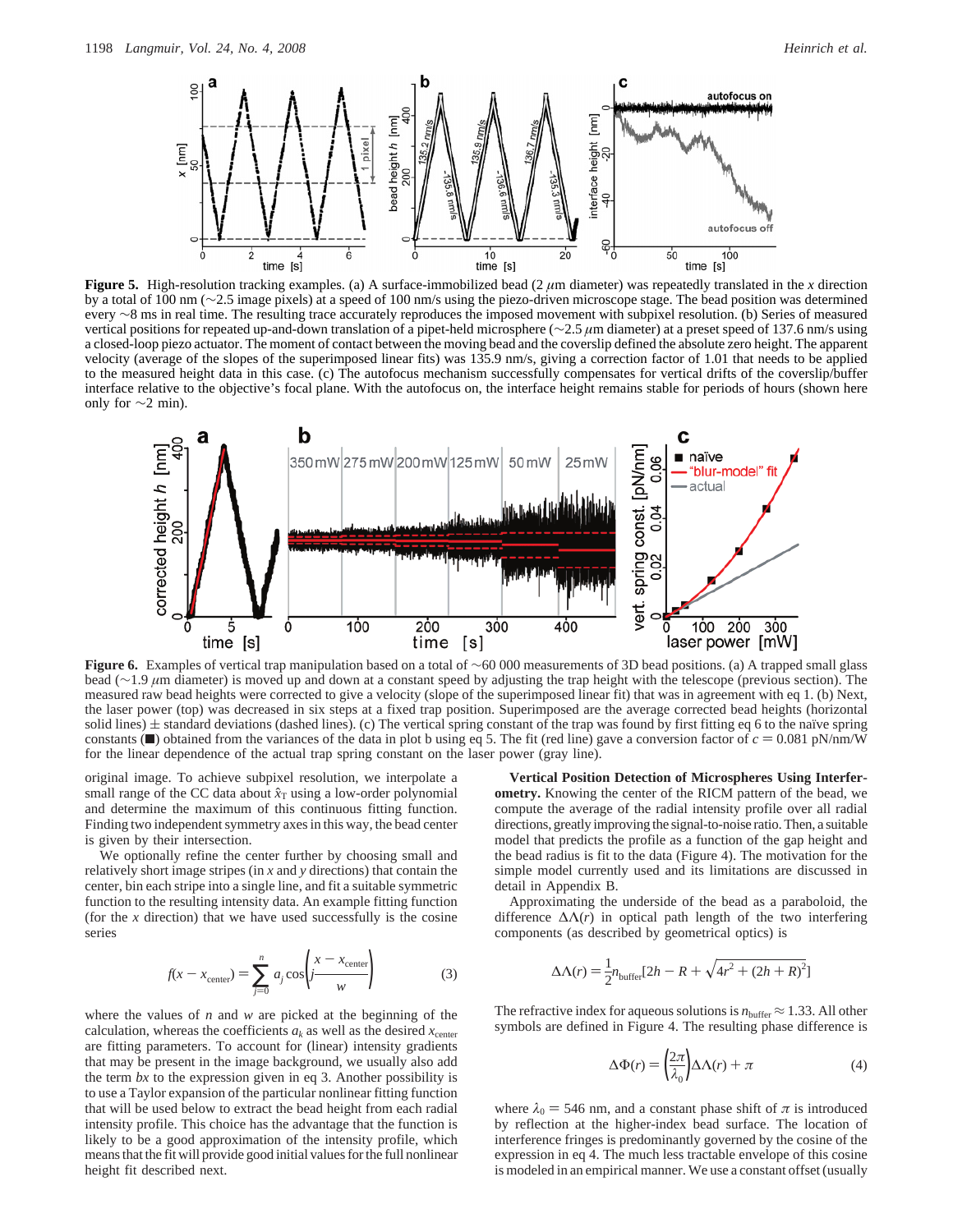**Figure 5.** High-resolution tracking examples. (a) A surface-immobilized bead (2 $\mu$m diameter) was repeatedly translated in the $x$ direction by a total of 100 nm (~2.5 image pixels) at a speed of 100 nm/s using the piezo-driven microscope stage. The bead position was determined every ~8 ms in real time. The resulting trace accurately reproduces the imposed movement with subpixel resolution. (b) Series of measured vertical positions for repeated up-and-down translation of a pipet-held microsphere (~2.5 $\mu$m diameter) at a preset speed of 137.6 nm/s using a closed-loop piezo actuator. The moment of contact between the moving bead and the coverslip defined the absolute zero height. The apparent velocity (average of the slopes of the superimposed linear fits) was 135.9 nm/s, giving a correction factor of 1.01 that needs to be applied to the measured height data in this case. (c) The autofocus mechanism successfully compensates for vertical drifts of the coverslip/buffer interface relative to the objective's focal plane. With the autofocus on, the interface height remains stable for periods of hours (shown here only for ~2 min).

**Figure 6.** Examples of vertical trap manipulation based on a total of ~60 000 measurements of 3D bead positions. (a) A trapped small glass bead (~1.9 $\mu$m diameter) is moved up and down at a constant speed by adjusting the trap height with the telescope (previous section). The measured raw bead heights were corrected to give a velocity (slope of the superimposed linear fit) that was in agreement with eq 1. (b) Next, the laser power (top) was decreased in six steps at a fixed trap position. Superimposed are the average corrected bead heights (horizontal solid lines) ± standard deviations (dashed lines). (c) The vertical spring constant of the trap was found by first fitting eq 6 to the naïve spring constants (■) obtained from the variances of the data in plot b using eq 5. The fit (red line) gave a conversion factor of $c = 0.081$ pN/nm/W for the linear dependence of the actual trap spring constant on the laser power (gray line).

original image. To achieve subpixel resolution, we interpolate a small range of the CC data about $\hat{x}_T$ using a low-order polynomial and determine the maximum of this continuous fitting function. Finding two independent symmetry axes in this way, the bead center is given by their intersection.

We optionally refine the center further by choosing small and relatively short image stripes (in $x$ and $y$ directions) that contain the center, bin each stripe into a single line, and fit a suitable symmetric function to the resulting intensity data. An example fitting function (for the $x$ direction) that we have used successfully is the cosine series

$$f(x - x_{\text{center}}) = \sum_{j=0}^{n} a_j \cos\left(j \frac{x - x_{\text{center}}}{w}\right) \quad (3)$$

where the values of $n$ and $w$ are picked at the beginning of the calculation, whereas the coefficients $a_k$ as well as the desired $x_{\text{center}}$ are fitting parameters. To account for (linear) intensity gradients that may be present in the image background, we usually also add the term $bx$ to the expression given in eq 3. Another possibility is to use a Taylor expansion of the particular nonlinear fitting function that will be used below to extract the bead height from each radial intensity profile. This choice has the advantage that the function is likely to be a good approximation of the intensity profile, which means that the fit will provide good initial values for the full nonlinear height fit described next.

**Vertical Position Detection of Microspheres Using Interferometry.** Knowing the center of the RICM pattern of the bead, we compute the average of the radial intensity profile over all radial directions, greatly improving the signal-to-noise ratio. Then, a suitable model that predicts the profile as a function of the gap height and the bead radius is fit to the data (Figure 4). The motivation for the simple model currently used and its limitations are discussed in detail in Appendix B.

Approximating the underside of the bead as a paraboloid, the difference $\Delta\Lambda(r)$ in optical path length of the two interfering components (as described by geometrical optics) is

$$\Delta\Lambda(r) = \frac{1}{2} n_{\text{buffer}}[2h - R + \sqrt{4r^2 + (2h + R)^2}]$$

The refractive index for aqueous solutions is $n_{\text{buffer}} \approx 1.33$. All other symbols are defined in Figure 4. The resulting phase difference is

$$\Delta\Phi(r) = \left(\frac{2\pi}{\lambda_0}\right)\Delta\Lambda(r) + \pi \quad (4)$$

where $\lambda_0 = 546$ nm, and a constant phase shift of $\pi$ is introduced by reflection at the higher-index bead surface. The location of interference fringes is predominantly governed by the cosine of the expression in eq 4. The much less tractable envelope of this cosine is modeled in an empirical manner. We use a constant offset (usually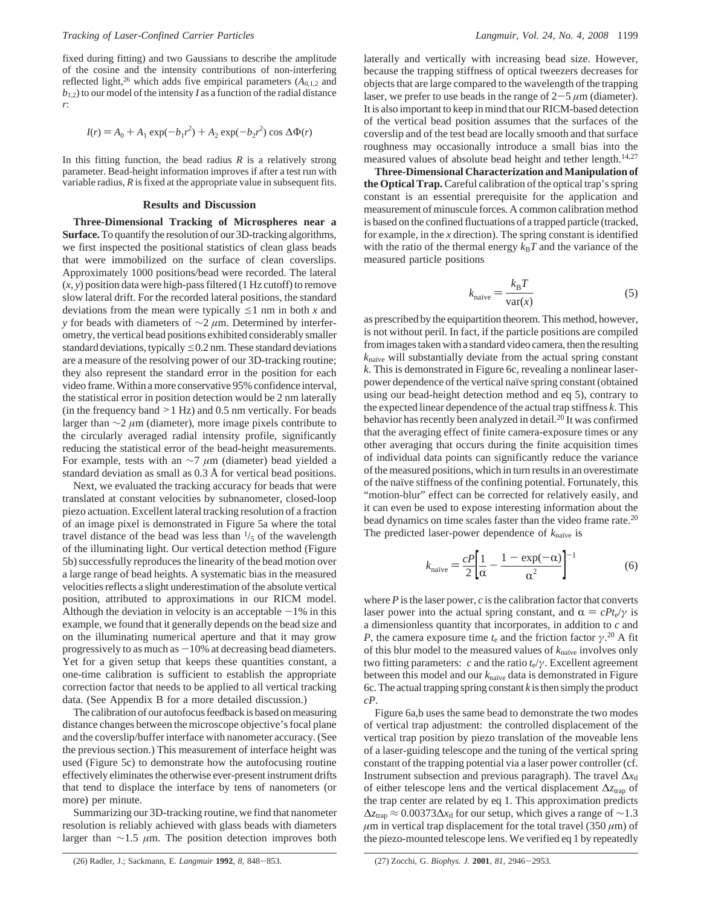fixed during fitting) and two Gaussians to describe the amplitude of the cosine and the intensity contributions of non-interfering reflected light,[26] which adds five empirical parameters ($A_{0,1,2}$ and $b_{1,2}$) to our model of the intensity $I$ as a function of the radial distance $r$:

$$I(r) = A_0 + A_1 \exp(-b_1 r^2) + A_2 \exp(-b_2 r^2) \cos \Delta\Phi(r)$$

In this fitting function, the bead radius $R$ is a relatively strong parameter. Bead-height information improves if after a test run with variable radius, $R$ is fixed at the appropriate value in subsequent fits.

## Results and Discussion

**Three-Dimensional Tracking of Microspheres near a Surface.** To quantify the resolution of our 3D-tracking algorithms, we first inspected the positional statistics of clean glass beads that were immobilized on the surface of clean coverslips. Approximately 1000 positions/bead were recorded. The lateral $(x, y)$ position data were high-pass filtered (1 Hz cutoff) to remove slow lateral drift. For the recorded lateral positions, the standard deviations from the mean were typically $\leq 1$ nm in both $x$ and $y$ for beads with diameters of $\sim 2$ $\mu$m. Determined by interferometry, the vertical bead positions exhibited considerably smaller standard deviations, typically $\leq 0.2$ nm. These standard deviations are a measure of the resolving power of our 3D-tracking routine; they also represent the standard error in the position for each video frame. Within a more conservative 95% confidence interval, the statistical error in position detection would be 2 nm laterally (in the frequency band $>1$ Hz) and 0.5 nm vertically. For beads larger than $\sim 2$ $\mu$m (diameter), more image pixels contribute to the circularly averaged radial intensity profile, significantly reducing the statistical error of the bead-height measurements. For example, tests with an $\sim 7$ $\mu$m (diameter) bead yielded a standard deviation as small as 0.3 Å for vertical bead positions.

Next, we evaluated the tracking accuracy for beads that were translated at constant velocities by subnanometer, closed-loop piezo actuation. Excellent lateral tracking resolution of a fraction of an image pixel is demonstrated in Figure 5a where the total travel distance of the bead was less than $^1/_5$ of the wavelength of the illuminating light. Our vertical detection method (Figure 5b) successfully reproduces the linearity of the bead motion over a large range of bead heights. A systematic bias in the measured velocities reflects a slight underestimation of the absolute vertical position, attributed to approximations in our RICM model. Although the deviation in velocity is an acceptable $-1$% in this example, we found that it generally depends on the bead size and on the illuminating numerical aperture and that it may grow progressively to as much as $-10$% at decreasing bead diameters. Yet for a given setup that keeps these quantities constant, a one-time calibration is sufficient to establish the appropriate correction factor that needs to be applied to all vertical tracking data. (See Appendix B for a more detailed discussion.)

The calibration of our autofocus feedback is based on measuring distance changes between the microscope objective's focal plane and the coverslip/buffer interface with nanometer accuracy. (See the previous section.) This measurement of interface height was used (Figure 5c) to demonstrate how the autofocusing routine effectively eliminates the otherwise ever-present instrument drifts that tend to displace the interface by tens of nanometers (or more) per minute.

Summarizing our 3D-tracking routine, we find that nanometer resolution is reliably achieved with glass beads with diameters larger than $\sim 1.5$ $\mu$m. The position detection improves both laterally and vertically with increasing bead size. However, because the trapping stiffness of optical tweezers decreases for objects that are large compared to the wavelength of the trapping laser, we prefer to use beads in the range of 2–5 $\mu$m (diameter). It is also important to keep in mind that our RICM-based detection of the vertical bead position assumes that the surfaces of the coverslip and of the test bead are locally smooth and that surface roughness may occasionally introduce a small bias into the measured values of absolute bead height and tether length.[14,27]

**Three-Dimensional Characterization and Manipulation of the Optical Trap.** Careful calibration of the optical trap's spring constant is an essential prerequisite for the application and measurement of minuscule forces. A common calibration method is based on the confined fluctuations of a trapped particle (tracked, for example, in the $x$ direction). The spring constant is identified with the ratio of the thermal energy $k_BT$ and the variance of the measured particle positions

$$k_{\text{naïve}} = \frac{k_B T}{\text{var}(x)} \tag{5}$$

as prescribed by the equipartition theorem. This method, however, is not without peril. In fact, if the particle positions are compiled from images taken with a standard video camera, then the resulting $k_{\text{naïve}}$ will substantially deviate from the actual spring constant $k$. This is demonstrated in Figure 6c, revealing a nonlinear laser-power dependence of the vertical naïve spring constant (obtained using our bead-height detection method and eq 5), contrary to the expected linear dependence of the actual trap stiffness $k$. This behavior has recently been analyzed in detail.[20] It was confirmed that the averaging effect of finite camera-exposure times or any other averaging that occurs during the finite acquisition times of individual data points can significantly reduce the variance of the measured positions, which in turn results in an overestimate of the naïve stiffness of the confining potential. Fortunately, this "motion-blur" effect can be corrected for relatively easily, and it can even be used to expose interesting information about the bead dynamics on time scales faster than the video frame rate.[20] The predicted laser-power dependence of $k_{\text{naïve}}$ is

$$k_{\text{naïve}} = \frac{cP}{2}\left[\frac{1}{\alpha} - \frac{1 - \exp(-\alpha)}{\alpha^2}\right]^{-1} \tag{6}$$

where $P$ is the laser power, $c$ is the calibration factor that converts laser power into the actual spring constant, and $\alpha = cPt_e/\gamma$ is a dimensionless quantity that incorporates, in addition to $c$ and $P$, the camera exposure time $t_e$ and the friction factor $\gamma$.[20] A fit of this blur model to the measured values of $k_{\text{naïve}}$ involves only two fitting parameters: $c$ and the ratio $t_e/\gamma$. Excellent agreement between this model and our $k_{\text{naïve}}$ data is demonstrated in Figure 6c. The actual trapping spring constant $k$ is then simply the product $cP$.

Figure 6a,b uses the same bead to demonstrate the two modes of vertical trap adjustment: the controlled displacement of the vertical trap position by piezo translation of the moveable lens of a laser-guiding telescope and the tuning of the vertical spring constant of the trapping potential via a laser power controller (cf. Instrument subsection and previous paragraph). The travel $\Delta x_{\text{tl}}$ of either telescope lens and the vertical displacement $\Delta z_{\text{trap}}$ of the trap center are related by eq 1. This approximation predicts $\Delta z_{\text{trap}} \approx 0.00373\Delta x_{\text{tl}}$ for our setup, which gives a range of $\sim 1.3$ $\mu$m in vertical trap displacement for the total travel (350 $\mu$m) of the piezo-mounted telescope lens. We verified eq 1 by repeatedly

(26) Radler, J.; Sackmann, E. *Langmuir* **1992**, *8*, 848–853.

(27) Zocchi, G. *Biophys. J.* **2001**, *81*, 2946–2953.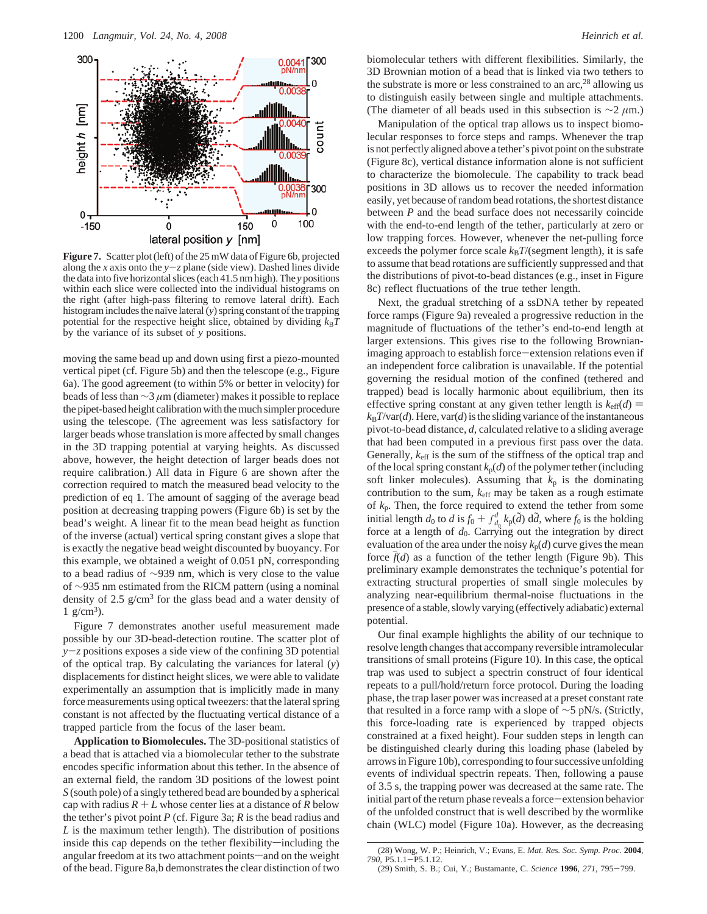Figure 7. Scatter plot (left) of the 25 mW data of Figure 6b, projected along the $x$ axis onto the $y-z$ plane (side view). Dashed lines divide the data into five horizontal slices (each 41.5 nm high). The $y$ positions within each slice were collected into the individual histograms on the right (after high-pass filtering to remove lateral drift). Each histogram includes the naïve lateral ($y$) spring constant of the trapping potential for the respective height slice, obtained by dividing $k_BT$ by the variance of its subset of $y$ positions.

moving the same bead up and down using first a piezo-mounted vertical pipet (cf. Figure 5b) and then the telescope (e.g., Figure 6a). The good agreement (to within 5% or better in velocity) for beads of less than ~3 $\mu$m (diameter) makes it possible to replace the pipet-based height calibration with the much simpler procedure using the telescope. (The agreement was less satisfactory for larger beads whose translation is more affected by small changes in the 3D trapping potential at varying heights. As discussed above, however, the height detection of larger beads does not require calibration.) All data in Figure 6 are shown after the correction required to match the measured bead velocity to the prediction of eq 1. The amount of sagging of the average bead position at decreasing trapping powers (Figure 6b) is set by the bead's weight. A linear fit to the mean bead height as function of the inverse (actual) vertical spring constant gives a slope that is exactly the negative bead weight discounted by buoyancy. For this example, we obtained a weight of 0.051 pN, corresponding to a bead radius of ~939 nm, which is very close to the value of ~935 nm estimated from the RICM pattern (using a nominal density of 2.5 g/cm$^3$ for the glass bead and a water density of 1 g/cm$^3$).

Figure 7 demonstrates another useful measurement made possible by our 3D-bead-detection routine. The scatter plot of $y-z$ positions exposes a side view of the confining 3D potential of the optical trap. By calculating the variances for lateral ($y$) displacements for distinct height slices, we were able to validate experimentally an assumption that is implicitly made in many force measurements using optical tweezers: that the lateral spring constant is not affected by the fluctuating vertical distance of a trapped particle from the focus of the laser beam.

**Application to Biomolecules.** The 3D-positional statistics of a bead that is attached via a biomolecular tether to the substrate encodes specific information about this tether. In the absence of an external field, the random 3D positions of the lowest point $S$ (south pole) of a singly tethered bead are bounded by a spherical cap with radius $R + L$ whose center lies at a distance of $R$ below the tether's pivot point $P$ (cf. Figure 3a; $R$ is the bead radius and $L$ is the maximum tether length). The distribution of positions inside this cap depends on the tether flexibility—including the angular freedom at its two attachment points—and on the weight of the bead. Figure 8a,b demonstrates the clear distinction of two biomolecular tethers with different flexibilities. Similarly, the 3D Brownian motion of a bead that is linked via two tethers to the substrate is more or less constrained to an arc,[28] allowing us to distinguish easily between single and multiple attachments. (The diameter of all beads used in this subsection is ~2 $\mu$m.)

Manipulation of the optical trap allows us to inspect biomolecular responses to force steps and ramps. Whenever the trap is not perfectly aligned above a tether's pivot point on the substrate (Figure 8c), vertical distance information alone is not sufficient to characterize the biomolecule. The capability to track bead positions in 3D allows us to recover the needed information easily, yet because of random bead rotations, the shortest distance between $P$ and the bead surface does not necessarily coincide with the end-to-end length of the tether, particularly at zero or low trapping forces. However, whenever the net-pulling force exceeds the polymer force scale $k_BT$/(segment length), it is safe to assume that bead rotations are sufficiently suppressed and that the distributions of pivot-to-bead distances (e.g., inset in Figure 8c) reflect fluctuations of the true tether length.

Next, the gradual stretching of a ssDNA tether by repeated force ramps (Figure 9a) revealed a progressive reduction in the magnitude of fluctuations of the tether's end-to-end length at larger extensions. This gives rise to the following Brownian-imaging approach to establish force−extension relations even if an independent force calibration is unavailable. If the potential governing the residual motion of the confined (tethered and trapped) bead is locally harmonic about equilibrium, then its effective spring constant at any given tether length is $k_{eff}(d) = k_BT/\text{var}(d)$. Here, var($d$) is the sliding variance of the instantaneous pivot-to-bead distance, $d$, calculated relative to a sliding average that had been computed in a previous first pass over the data. Generally, $k_{eff}$ is the sum of the stiffness of the optical trap and of the local spring constant $k_p(d)$ of the polymer tether (including soft linker molecules). Assuming that $k_p$ is the dominating contribution to the sum, $k_{eff}$ may be taken as a rough estimate of $k_p$. Then, the force required to extend the tether from some initial length $d_0$ to $d$ is $f_0 + \int_{d_0}^{d} k_p(\tilde{d})\, d\tilde{d}$, where $f_0$ is the holding force at a length of $d_0$. Carrying out the integration by direct evaluation of the area under the noisy $k_p(d)$ curve gives the mean force $\bar{f}(d)$ as a function of the tether length (Figure 9b). This preliminary example demonstrates the technique's potential for extracting structural properties of small single molecules by analyzing near-equilibrium thermal-noise fluctuations in the presence of a stable, slowly varying (effectively adiabatic) external potential.

Our final example highlights the ability of our technique to resolve length changes that accompany reversible intramolecular transitions of small proteins (Figure 10). In this case, the optical trap was used to subject a spectrin construct of four identical repeats to a pull/hold/return force protocol. During the loading phase, the trap laser power was increased at a preset constant rate that resulted in a force ramp with a slope of ~5 pN/s. (Strictly, this force-loading rate is experienced by trapped objects constrained at a fixed height). Four sudden steps in length can be distinguished clearly during this loading phase (labeled by arrows in Figure 10b), corresponding to four successive unfolding events of individual spectrin repeats. Then, following a pause of 3.5 s, the trapping power was decreased at the same rate. The initial part of the return phase reveals a force−extension behavior of the unfolded construct that is well described by the wormlike chain (WLC) model (Figure 10a). However, as the decreasing

(28) Wong, W. P.; Heinrich, V.; Evans, E. *Mat. Res. Soc. Symp. Proc.* **2004**, *790*, P5.1.1−P5.1.12.

(29) Smith, S. B.; Cui, Y.; Bustamante, C. *Science* **1996**, *271*, 795−799.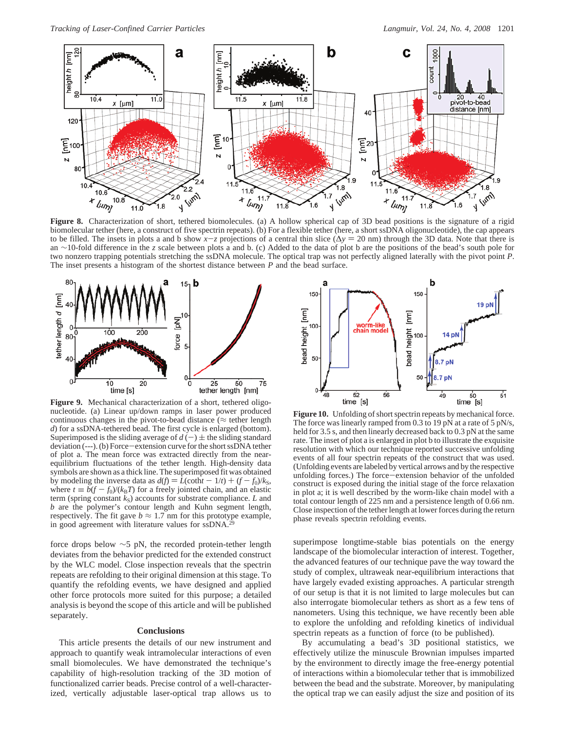**Figure 8.** Characterization of short, tethered biomolecules. (a) A hollow spherical cap of 3D bead positions is the signature of a rigid biomolecular tether (here, a construct of five spectrin repeats). (b) For a flexible tether (here, a short ssDNA oligonucleotide), the cap appears to be filled. The insets in plots a and b show $x-z$ projections of a central thin slice ($\Delta y = 20$ nm) through the 3D data. Note that there is an ~10-fold difference in the $z$ scale between plots a and b. (c) Added to the data of plot b are the positions of the bead's south pole for two nonzero trapping potentials stretching the ssDNA molecule. The optical trap was not perfectly aligned laterally with the pivot point $P$. The inset presents a histogram of the shortest distance between $P$ and the bead surface.

**Figure 9.** Mechanical characterization of a short, tethered oligonucleotide. (a) Linear up/down ramps in laser power produced continuous changes in the pivot-to-bead distance (≈ tether length $d$) for a ssDNA-tethered bead. The first cycle is enlarged (bottom). Superimposed is the sliding average of $d$ (—) ± the sliding standard deviation (---). (b) Force–extension curve for the short ssDNA tether of plot a. The mean force was extracted directly from the near-equilibrium fluctuations of the tether length. High-density data symbols are shown as a thick line. The superimposed fit was obtained by modeling the inverse data as $d(f) = L(\coth t - 1/t) + (f - f_0)/k_S$, where $t \equiv b(f - f_0)/(k_B T)$ for a freely jointed chain, and an elastic term (spring constant $k_S$) accounts for substrate compliance. $L$ and $b$ are the polymer's contour length and Kuhn segment length, respectively. The fit gave $b \approx 1.7$ nm for this prototype example, in good agreement with literature values for ssDNA.[29]

**Figure 10.** Unfolding of short spectrin repeats by mechanical force. The force was linearly ramped from 0.3 to 19 pN at a rate of 5 pN/s, held for 3.5 s, and then linearly decreased back to 0.3 pN at the same rate. The inset of plot a is enlarged in plot b to illustrate the exquisite resolution with which our technique reported successive unfolding events of all four spectrin repeats of the construct that was used. (Unfolding events are labeled by vertical arrows and by the respective unfolding forces.) The force–extension behavior of the unfolded construct is exposed during the initial stage of the force relaxation in plot a; it is well described by the worm-like chain model with a total contour length of 225 nm and a persistence length of 0.66 nm. Close inspection of the tether length at lower forces during the return phase reveals spectrin refolding events.

force drops below ~5 pN, the recorded protein-tether length deviates from the behavior predicted for the extended construct by the WLC model. Close inspection reveals that the spectrin repeats are refolding to their original dimension at this stage. To quantify the refolding events, we have designed and applied other force protocols more suited for this purpose; a detailed analysis is beyond the scope of this article and will be published separately.

## Conclusions

This article presents the details of our new instrument and approach to quantify weak intramolecular interactions of even small biomolecules. We have demonstrated the technique's capability of high-resolution tracking of the 3D motion of functionalized carrier beads. Precise control of a well-characterized, vertically adjustable laser-optical trap allows us to superimpose longtime-stable bias potentials on the energy landscape of the biomolecular interaction of interest. Together, the advanced features of our technique pave the way toward the study of complex, ultraweak near-equilibrium interactions that have largely evaded existing approaches. A particular strength of our setup is that it is not limited to large molecules but can also interrogate biomolecular tethers as short as a few tens of nanometers. Using this technique, we have recently been able to explore the unfolding and refolding kinetics of individual spectrin repeats as a function of force (to be published).

By accumulating a bead's 3D positional statistics, we effectively utilize the minuscule Brownian impulses imparted by the environment to directly image the free-energy potential of interactions within a biomolecular tether that is immobilized between the bead and the substrate. Moreover, by manipulating the optical trap we can easily adjust the size and position of its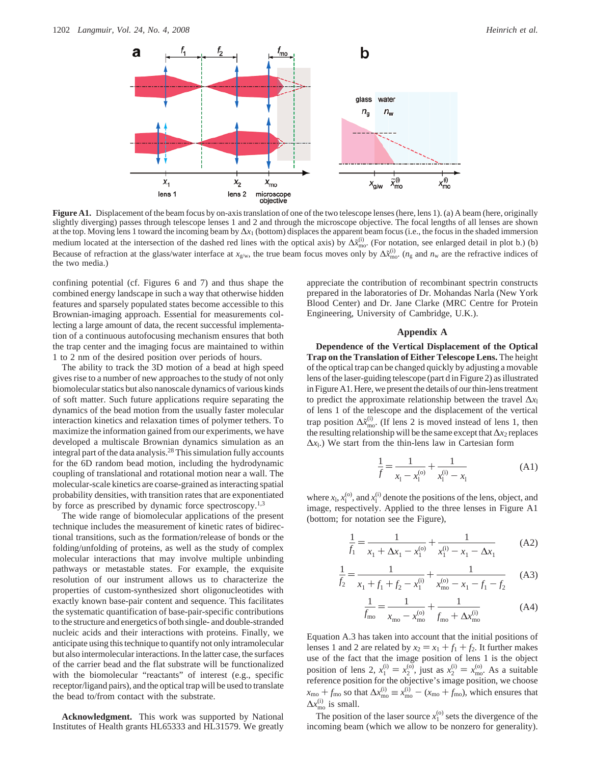**Figure A1.** Displacement of the beam focus by on-axis translation of one of the two telescope lenses (here, lens 1). (a) A beam (here, originally slightly diverging) passes through telescope lenses 1 and 2 and through the microscope objective. The focal lengths of all lenses are shown at the top. Moving lens 1 toward the incoming beam by $\Delta x_1$ (bottom) displaces the apparent beam focus (i.e., the focus in the shaded immersion medium located at the intersection of the dashed red lines with the optical axis) by $\Delta \tilde{x}_{mo}^{(i)}$. (For notation, see enlarged detail in plot b.) (b) Because of refraction at the glass/water interface at $x_{g/w}$, the true beam focus moves only by $\Delta \tilde{x}_{mo}^{(i)}$. ($n_g$ and $n_w$ are the refractive indices of the two media.)

confining potential (cf. Figures 6 and 7) and thus shape the combined energy landscape in such a way that otherwise hidden features and sparsely populated states become accessible to this Brownian-imaging approach. Essential for measurements collecting a large amount of data, the recent successful implementation of a continuous autofocusing mechanism ensures that both the trap center and the imaging focus are maintained to within 1 to 2 nm of the desired position over periods of hours.

The ability to track the 3D motion of a bead at high speed gives rise to a number of new approaches to the study of not only biomolecular statics but also nanoscale dynamics of various kinds of soft matter. Such future applications require separating the dynamics of the bead motion from the usually faster molecular interaction kinetics and relaxation times of polymer tethers. To maximize the information gained from our experiments, we have developed a multiscale Brownian dynamics simulation as an integral part of the data analysis.[28] This simulation fully accounts for the 6D random bead motion, including the hydrodynamic coupling of translational and rotational motion near a wall. The molecular-scale kinetics are coarse-grained as interacting spatial probability densities, with transition rates that are exponentiated by force as prescribed by dynamic force spectroscopy.[1,3]

The wide range of biomolecular applications of the present technique includes the measurement of kinetic rates of bidirectional transitions, such as the formation/release of bonds or the folding/unfolding of proteins, as well as the study of complex molecular interactions that may involve multiple unbinding pathways or metastable states. For example, the exquisite resolution of our instrument allows us to characterize the properties of custom-synthesized short oligonucleotides with exactly known base-pair content and sequence. This facilitates the systematic quantification of base-pair-specific contributions to the structure and energetics of both single- and double-stranded nucleic acids and their interactions with proteins. Finally, we anticipate using this technique to quantify not only intramolecular but also intermolecular interactions. In the latter case, the surfaces of the carrier bead and the flat substrate will be functionalized with the biomolecular "reactants" of interest (e.g., specific receptor/ligand pairs), and the optical trap will be used to translate the bead to/from contact with the substrate.

**Acknowledgment.** This work was supported by National Institutes of Health grants HL65333 and HL31579. We greatly appreciate the contribution of recombinant spectrin constructs prepared in the laboratories of Dr. Mohandas Narla (New York Blood Center) and Dr. Jane Clarke (MRC Centre for Protein Engineering, University of Cambridge, U.K.).

## Appendix A

**Dependence of the Vertical Displacement of the Optical Trap on the Translation of Either Telescope Lens.** The height of the optical trap can be changed quickly by adjusting a movable lens of the laser-guiding telescope (part d in Figure 2) as illustrated in Figure A1. Here, we present the details of our thin-lens treatment to predict the approximate relationship between the travel $\Delta x_l$ of lens 1 of the telescope and the displacement of the vertical trap position $\Delta \tilde{x}_{mo}^{(i)}$. (If lens 2 is moved instead of lens 1, then the resulting relationship will be the same except that $\Delta x_2$ replaces $\Delta x_l$.) We start from the thin-lens law in Cartesian form

$$\frac{1}{f} = \frac{1}{x_l - x_l^{(o)}} + \frac{1}{x_l^{(i)} - x_l} \tag{A1}$$

where $x_l$, $x_l^{(o)}$, and $x_l^{(i)}$ denote the positions of the lens, object, and image, respectively. Applied to the three lenses in Figure A1 (bottom; for notation see the Figure),

$$\frac{1}{f_1} = \frac{1}{x_1 + \Delta x_1 - x_1^{(o)}} + \frac{1}{x_1^{(i)} - x_1 - \Delta x_1} \tag{A2}$$

$$\frac{1}{f_2} = \frac{1}{x_1 + f_1 + f_2 - x_1^{(i)}} + \frac{1}{x_{mo}^{(o)} - x_1 - f_1 - f_2} \tag{A3}$$

$$\frac{1}{f_{mo}} = \frac{1}{x_{mo} - x_{mo}^{(o)}} + \frac{1}{f_{mo} + \Delta x_{mo}^{(i)}} \tag{A4}$$

Equation A.3 has taken into account that the initial positions of lenses 1 and 2 are related by $x_2 = x_1 + f_1 + f_2$. It further makes use of the fact that the image position of lens 1 is the object position of lens 2, $x_1^{(i)} = x_2^{(o)}$, just as $x_2^{(i)} = x_{mo}^{(o)}$. As a suitable reference position for the objective's image position, we choose $x_{mo} + f_{mo}$ so that $\Delta x_{mo}^{(i)} \equiv x_{mo}^{(i)} - (x_{mo} + f_{mo})$, which ensures that $\Delta x_{mo}^{(i)}$ is small.

The position of the laser source $x_1^{(o)}$ sets the divergence of the incoming beam (which we allow to be nonzero for generality).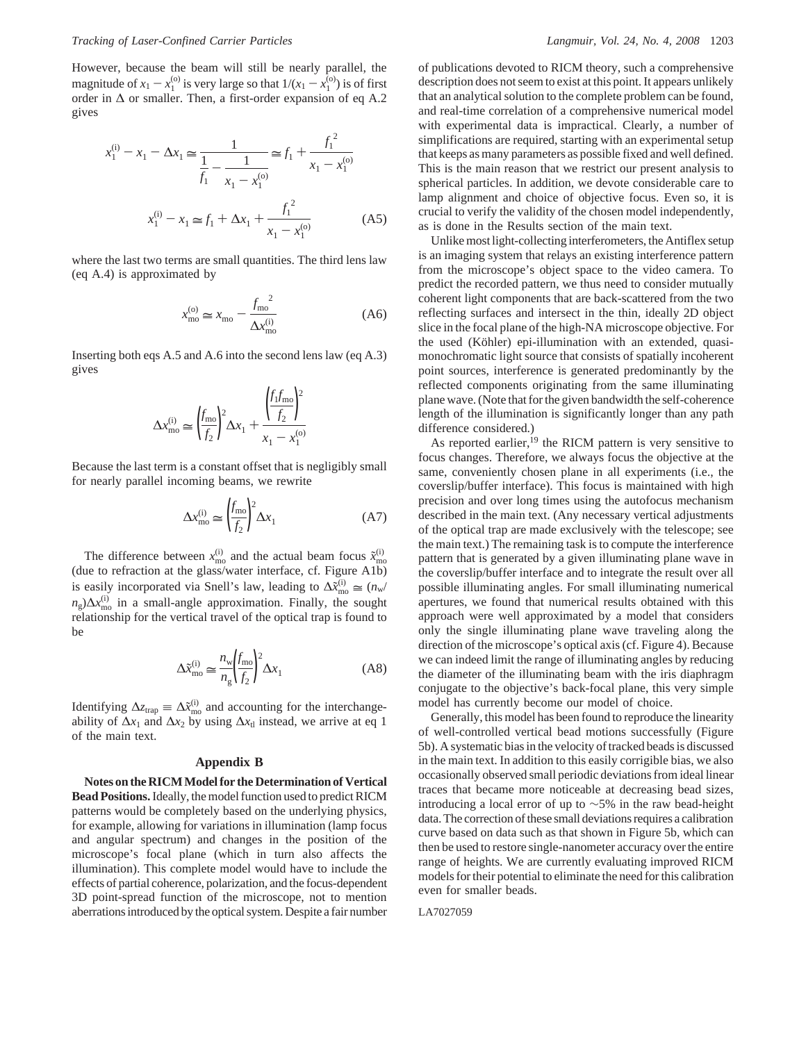However, because the beam will still be nearly parallel, the magnitude of $x_1 - x_1^{(o)}$ is very large so that $1/(x_1 - x_1^{(o)})$ is of first order in $\Delta$ or smaller. Then, a first-order expansion of eq A.2 gives

$$x_1^{(i)} - x_1 - \Delta x_1 \cong \frac{1}{\dfrac{1}{f_1} - \dfrac{1}{x_1 - x_1^{(o)}}} \cong f_1 + \frac{f_1^{\,2}}{x_1 - x_1^{(o)}}$$

$$x_1^{(i)} - x_1 \cong f_1 + \Delta x_1 + \frac{f_1^{\,2}}{x_1 - x_1^{(o)}} \tag{A5}$$

where the last two terms are small quantities. The third lens law (eq A.4) is approximated by

$$x_{\mathrm{mo}}^{(o)} \cong x_{\mathrm{mo}} - \frac{f_{\mathrm{mo}}^{\,2}}{\Delta x_{\mathrm{mo}}^{(i)}} \tag{A6}$$

Inserting both eqs A.5 and A.6 into the second lens law (eq A.3) gives

$$\Delta x_{\mathrm{mo}}^{(i)} \cong \left(\frac{f_{\mathrm{mo}}}{f_2}\right)^2 \Delta x_1 + \frac{\left(\dfrac{f_1 f_{\mathrm{mo}}}{f_2}\right)^2}{x_1 - x_1^{(o)}}$$

Because the last term is a constant offset that is negligibly small for nearly parallel incoming beams, we rewrite

$$\Delta x_{\mathrm{mo}}^{(i)} \cong \left(\frac{f_{\mathrm{mo}}}{f_2}\right)^2 \Delta x_1 \tag{A7}$$

The difference between $x_{\mathrm{mo}}^{(i)}$ and the actual beam focus $\tilde{x}_{\mathrm{mo}}^{(i)}$ (due to refraction at the glass/water interface, cf. Figure A1b) is easily incorporated via Snell's law, leading to $\Delta\tilde{x}_{\mathrm{mo}}^{(i)} \cong (n_{\mathrm{w}}/n_{\mathrm{g}})\Delta x_{\mathrm{mo}}^{(i)}$ in a small-angle approximation. Finally, the sought relationship for the vertical travel of the optical trap is found to be

$$\Delta\tilde{x}_{\mathrm{mo}}^{(i)} \cong \frac{n_{\mathrm{w}}}{n_{\mathrm{g}}}\left(\frac{f_{\mathrm{mo}}}{f_2}\right)^2 \Delta x_1 \tag{A8}$$

Identifying $\Delta z_{\mathrm{trap}} \equiv \Delta\tilde{x}_{\mathrm{mo}}^{(i)}$ and accounting for the interchangeability of $\Delta x_1$ and $\Delta x_2$ by using $\Delta x_{\mathrm{tl}}$ instead, we arrive at eq 1 of the main text.

## Appendix B

**Notes on the RICM Model for the Determination of Vertical Bead Positions.** Ideally, the model function used to predict RICM patterns would be completely based on the underlying physics, for example, allowing for variations in illumination (lamp focus and angular spectrum) and changes in the position of the microscope's focal plane (which in turn also affects the illumination). This complete model would have to include the effects of partial coherence, polarization, and the focus-dependent 3D point-spread function of the microscope, not to mention aberrations introduced by the optical system. Despite a fair number of publications devoted to RICM theory, such a comprehensive description does not seem to exist at this point. It appears unlikely that an analytical solution to the complete problem can be found, and real-time correlation of a comprehensive numerical model with experimental data is impractical. Clearly, a number of simplifications are required, starting with an experimental setup that keeps as many parameters as possible fixed and well defined. This is the main reason that we restrict our present analysis to spherical particles. In addition, we devote considerable care to lamp alignment and choice of objective focus. Even so, it is crucial to verify the validity of the chosen model independently, as is done in the Results section of the main text.

Unlike most light-collecting interferometers, the Antiflex setup is an imaging system that relays an existing interference pattern from the microscope's object space to the video camera. To predict the recorded pattern, we thus need to consider mutually coherent light components that are back-scattered from the two reflecting surfaces and intersect in the thin, ideally 2D object slice in the focal plane of the high-NA microscope objective. For the used (Köhler) epi-illumination with an extended, quasi-monochromatic light source that consists of spatially incoherent point sources, interference is generated predominantly by the reflected components originating from the same illuminating plane wave. (Note that for the given bandwidth the self-coherence length of the illumination is significantly longer than any path difference considered.)

As reported earlier,[19] the RICM pattern is very sensitive to focus changes. Therefore, we always focus the objective at the same, conveniently chosen plane in all experiments (i.e., the coverslip/buffer interface). This focus is maintained with high precision and over long times using the autofocus mechanism described in the main text. (Any necessary vertical adjustments of the optical trap are made exclusively with the telescope; see the main text.) The remaining task is to compute the interference pattern that is generated by a given illuminating plane wave in the coverslip/buffer interface and to integrate the result over all possible illuminating angles. For small illuminating numerical apertures, we found that numerical results obtained with this approach were well approximated by a model that considers only the single illuminating plane wave traveling along the direction of the microscope's optical axis (cf. Figure 4). Because we can indeed limit the range of illuminating angles by reducing the diameter of the illuminating beam with the iris diaphragm conjugate to the objective's back-focal plane, this very simple model has currently become our model of choice.

Generally, this model has been found to reproduce the linearity of well-controlled vertical bead motions successfully (Figure 5b). A systematic bias in the velocity of tracked beads is discussed in the main text. In addition to this easily corrigible bias, we also occasionally observed small periodic deviations from ideal linear traces that became more noticeable at decreasing bead sizes, introducing a local error of up to ~5% in the raw bead-height data. The correction of these small deviations requires a calibration curve based on data such as that shown in Figure 5b, which can then be used to restore single-nanometer accuracy over the entire range of heights. We are currently evaluating improved RICM models for their potential to eliminate the need for this calibration even for smaller beads.

LA7027059